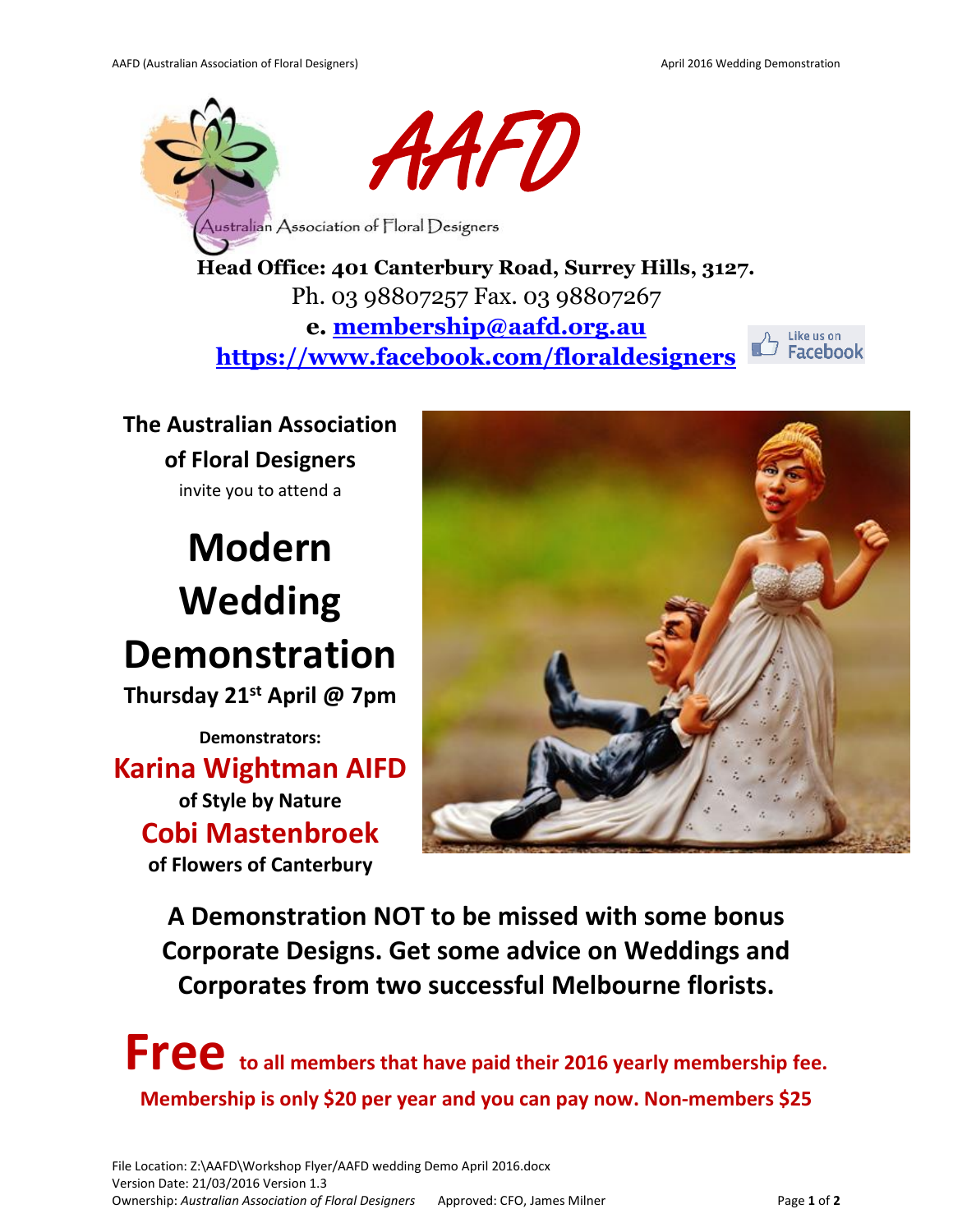# AAFD

Australian Association of Floral Designers

**Head Office: 401 Canterbury Road, Surrey Hills, 3127.**

Ph. 03 98807257 Fax. 03 98807267

**e. membership@aafd.org.au**

**https://www.facebook.com/floraldesigners**

Like us on Facebook

**The Australian Association of Floral Designers**

invite you to attend a

# Modern Wedding Demonstration

**Thursday 21st April @ 7pm**

**Demonstrators:**

**Karina Wightman AIFD**

**of Style by Nature**

**Cobi Mastenbroek**

**of Flowers of Canterbury**

**A Demonstration NOT to be missed with some bonus Corporate Designs. Get some advice on Weddings and Corporates from two successful Melbourne florists.**

**Free to all members that have paid their 2016 yearly membership fee.**

**Membership is only $20 per year and you can pay now. Non-members $25**

File Location: Z:\AAFD\Workshop Flyer/AAFD wedding Demo April 2016.docx
Version Date: 21/03/2016 Version 1.3
Ownership: *Australian Association of Floral Designers* Approved: CFO, James Milner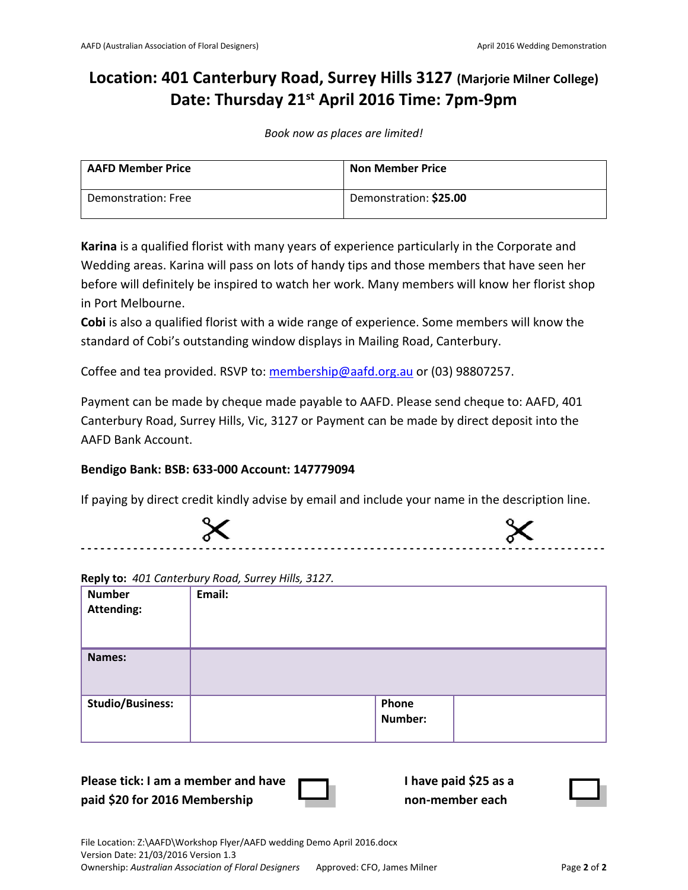# Location: 401 Canterbury Road, Surrey Hills 3127 (Marjorie Milner College)
# Date: Thursday 21st April 2016 Time: 7pm-9pm

*Book now as places are limited!*

| AAFD Member Price | Non Member Price |
|---|---|
| Demonstration: Free | Demonstration: **$25.00** |

**Karina** is a qualified florist with many years of experience particularly in the Corporate and Wedding areas. Karina will pass on lots of handy tips and those members that have seen her before will definitely be inspired to watch her work. Many members will know her florist shop in Port Melbourne.
**Cobi** is also a qualified florist with a wide range of experience. Some members will know the standard of Cobi's outstanding window displays in Mailing Road, Canterbury.

Coffee and tea provided. RSVP to: membership@aafd.org.au or (03) 98807257.

Payment can be made by cheque made payable to AAFD. Please send cheque to: AAFD, 401 Canterbury Road, Surrey Hills, Vic, 3127 or Payment can be made by direct deposit into the AAFD Bank Account.

**Bendigo Bank: BSB: 633-000 Account: 147779094**

If paying by direct credit kindly advise by email and include your name in the description line.

---

**Reply to:** *401 Canterbury Road, Surrey Hills, 3127.*

| | | | |
|---|---|---|---|
| **Number Attending:** | **Email:** | | |
| **Names:** | | | |
| **Studio/Business:** | | **Phone Number:** | |

**Please tick: I am a member and have paid $20 for 2016 Membership** ☐

**I have paid $25 as a non-member each** ☐

File Location: Z:\AAFD\Workshop Flyer/AAFD wedding Demo April 2016.docx
Version Date: 21/03/2016 Version 1.3
Ownership: *Australian Association of Floral Designers* Approved: CFO, James Milner